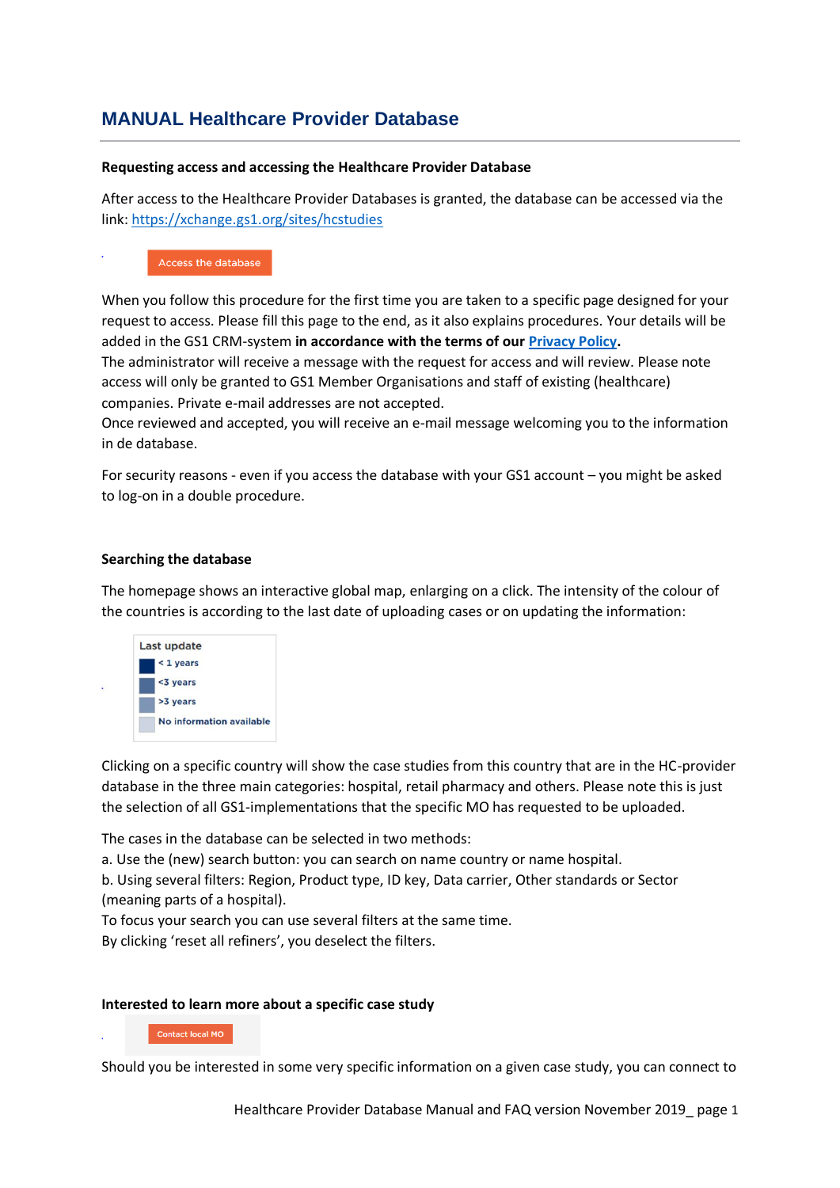# MANUAL Healthcare Provider Database

**Requesting access and accessing the Healthcare Provider Database**

After access to the Healthcare Provider Databases is granted, the database can be accessed via the link: [https://xchange.gs1.org/sites/hcstudies](https://xchange.gs1.org/sites/hcstudies)

Access the database

When you follow this procedure for the first time you are taken to a specific page designed for your request to access. Please fill this page to the end, as it also explains procedures. Your details will be added in the GS1 CRM-system **in accordance with the terms of our Privacy Policy.**
The administrator will receive a message with the request for access and will review. Please note access will only be granted to GS1 Member Organisations and staff of existing (healthcare) companies. Private e-mail addresses are not accepted.
Once reviewed and accepted, you will receive an e-mail message welcoming you to the information in de database.

For security reasons - even if you access the database with your GS1 account – you might be asked to log-on in a double procedure.

**Searching the database**

The homepage shows an interactive global map, enlarging on a click. The intensity of the colour of the countries is according to the last date of uploading cases or on updating the information:

Last update
- < 1 years
- <3 years
- >3 years
- No information available

Clicking on a specific country will show the case studies from this country that are in the HC-provider database in the three main categories: hospital, retail pharmacy and others. Please note this is just the selection of all GS1-implementations that the specific MO has requested to be uploaded.

The cases in the database can be selected in two methods:
a. Use the (new) search button: you can search on name country or name hospital.
b. Using several filters: Region, Product type, ID key, Data carrier, Other standards or Sector (meaning parts of a hospital).
To focus your search you can use several filters at the same time.
By clicking 'reset all refiners', you deselect the filters.

**Interested to learn more about a specific case study**

Contact local MO

Should you be interested in some very specific information on a given case study, you can connect to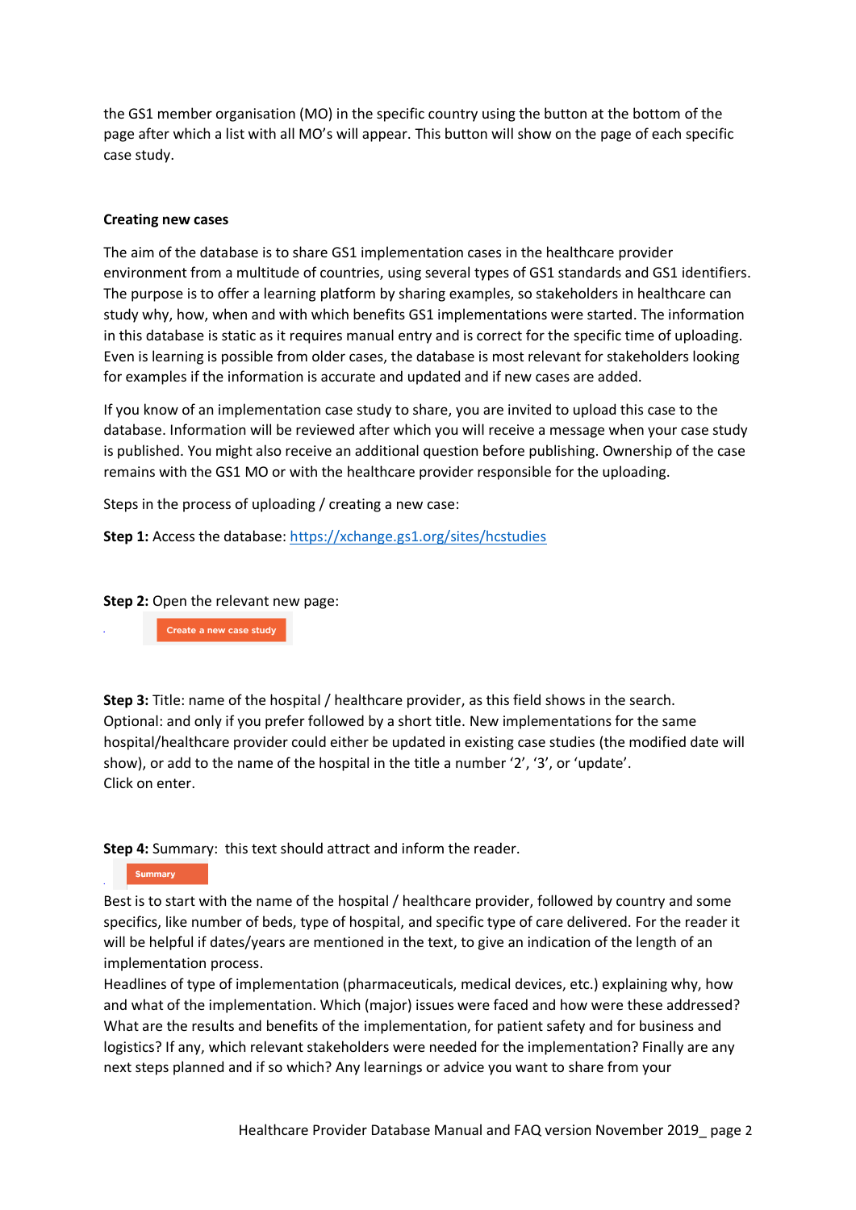the GS1 member organisation (MO) in the specific country using the button at the bottom of the page after which a list with all MO's will appear. This button will show on the page of each specific case study.

**Creating new cases**

The aim of the database is to share GS1 implementation cases in the healthcare provider environment from a multitude of countries, using several types of GS1 standards and GS1 identifiers. The purpose is to offer a learning platform by sharing examples, so stakeholders in healthcare can study why, how, when and with which benefits GS1 implementations were started. The information in this database is static as it requires manual entry and is correct for the specific time of uploading. Even is learning is possible from older cases, the database is most relevant for stakeholders looking for examples if the information is accurate and updated and if new cases are added.

If you know of an implementation case study to share, you are invited to upload this case to the database. Information will be reviewed after which you will receive a message when your case study is published. You might also receive an additional question before publishing. Ownership of the case remains with the GS1 MO or with the healthcare provider responsible for the uploading.

Steps in the process of uploading / creating a new case:

**Step 1:** Access the database: https://xchange.gs1.org/sites/hcstudies

**Step 2:** Open the relevant new page:

Create a new case study

**Step 3:** Title: name of the hospital / healthcare provider, as this field shows in the search. Optional: and only if you prefer followed by a short title. New implementations for the same hospital/healthcare provider could either be updated in existing case studies (the modified date will show), or add to the name of the hospital in the title a number '2', '3', or 'update'.
Click on enter.

**Step 4:** Summary: this text should attract and inform the reader.

Summary

Best is to start with the name of the hospital / healthcare provider, followed by country and some specifics, like number of beds, type of hospital, and specific type of care delivered. For the reader it will be helpful if dates/years are mentioned in the text, to give an indication of the length of an implementation process.
Headlines of type of implementation (pharmaceuticals, medical devices, etc.) explaining why, how and what of the implementation. Which (major) issues were faced and how were these addressed? What are the results and benefits of the implementation, for patient safety and for business and logistics? If any, which relevant stakeholders were needed for the implementation? Finally are any next steps planned and if so which? Any learnings or advice you want to share from your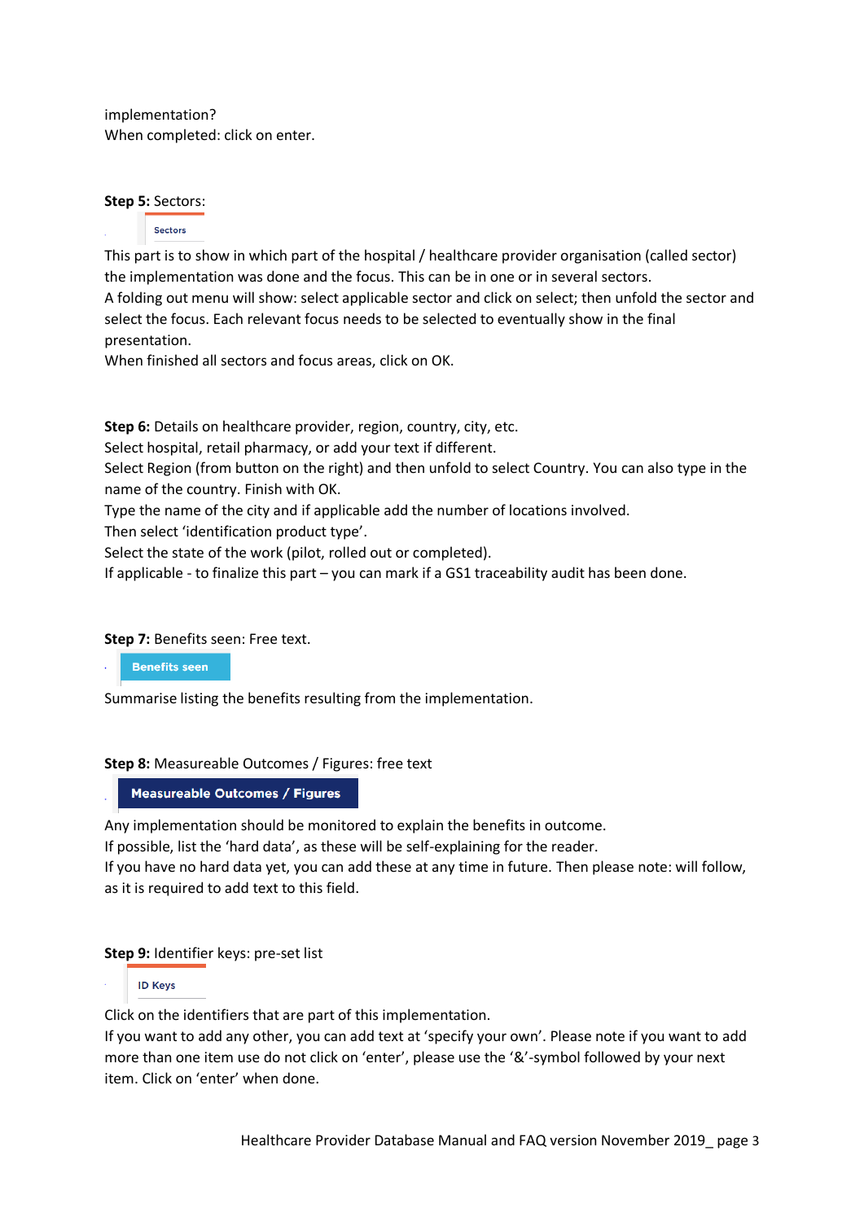implementation?
When completed: click on enter.

**Step 5:** Sectors:

Sectors

This part is to show in which part of the hospital / healthcare provider organisation (called sector) the implementation was done and the focus. This can be in one or in several sectors.
A folding out menu will show: select applicable sector and click on select; then unfold the sector and select the focus. Each relevant focus needs to be selected to eventually show in the final presentation.
When finished all sectors and focus areas, click on OK.

**Step 6:** Details on healthcare provider, region, country, city, etc.
Select hospital, retail pharmacy, or add your text if different.
Select Region (from button on the right) and then unfold to select Country. You can also type in the name of the country. Finish with OK.
Type the name of the city and if applicable add the number of locations involved.
Then select 'identification product type'.
Select the state of the work (pilot, rolled out or completed).
If applicable - to finalize this part – you can mark if a GS1 traceability audit has been done.

**Step 7:** Benefits seen: Free text.

Benefits seen

Summarise listing the benefits resulting from the implementation.

**Step 8:** Measureable Outcomes / Figures: free text

Measureable Outcomes / Figures

Any implementation should be monitored to explain the benefits in outcome.
If possible, list the 'hard data', as these will be self-explaining for the reader.
If you have no hard data yet, you can add these at any time in future. Then please note: will follow, as it is required to add text to this field.

**Step 9:** Identifier keys: pre-set list

ID Keys

Click on the identifiers that are part of this implementation.
If you want to add any other, you can add text at 'specify your own'. Please note if you want to add more than one item use do not click on 'enter', please use the '&'-symbol followed by your next item. Click on 'enter' when done.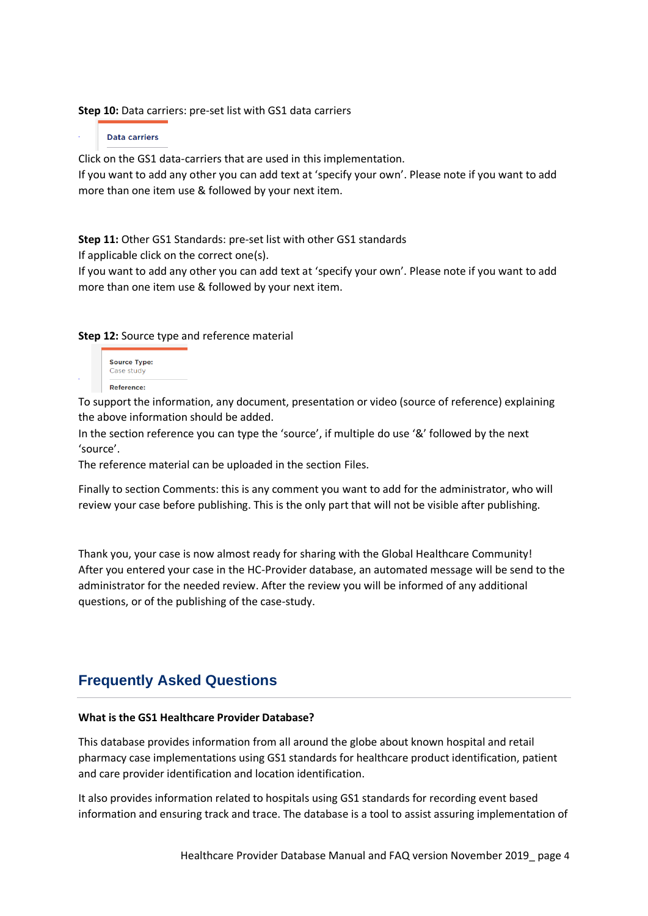**Step 10:** Data carriers: pre-set list with GS1 data carriers

Data carriers

Click on the GS1 data-carriers that are used in this implementation.
If you want to add any other you can add text at 'specify your own'. Please note if you want to add more than one item use & followed by your next item.

**Step 11:** Other GS1 Standards: pre-set list with other GS1 standards
If applicable click on the correct one(s).
If you want to add any other you can add text at 'specify your own'. Please note if you want to add more than one item use & followed by your next item.

**Step 12:** Source type and reference material

Source Type:
Case study

Reference:

To support the information, any document, presentation or video (source of reference) explaining the above information should be added.
In the section reference you can type the 'source', if multiple do use '&' followed by the next 'source'.
The reference material can be uploaded in the section Files.

Finally to section Comments: this is any comment you want to add for the administrator, who will review your case before publishing. This is the only part that will not be visible after publishing.

Thank you, your case is now almost ready for sharing with the Global Healthcare Community!
After you entered your case in the HC-Provider database, an automated message will be send to the administrator for the needed review. After the review you will be informed of any additional questions, or of the publishing of the case-study.

## Frequently Asked Questions

**What is the GS1 Healthcare Provider Database?**

This database provides information from all around the globe about known hospital and retail pharmacy case implementations using GS1 standards for healthcare product identification, patient and care provider identification and location identification.

It also provides information related to hospitals using GS1 standards for recording event based information and ensuring track and trace. The database is a tool to assist assuring implementation of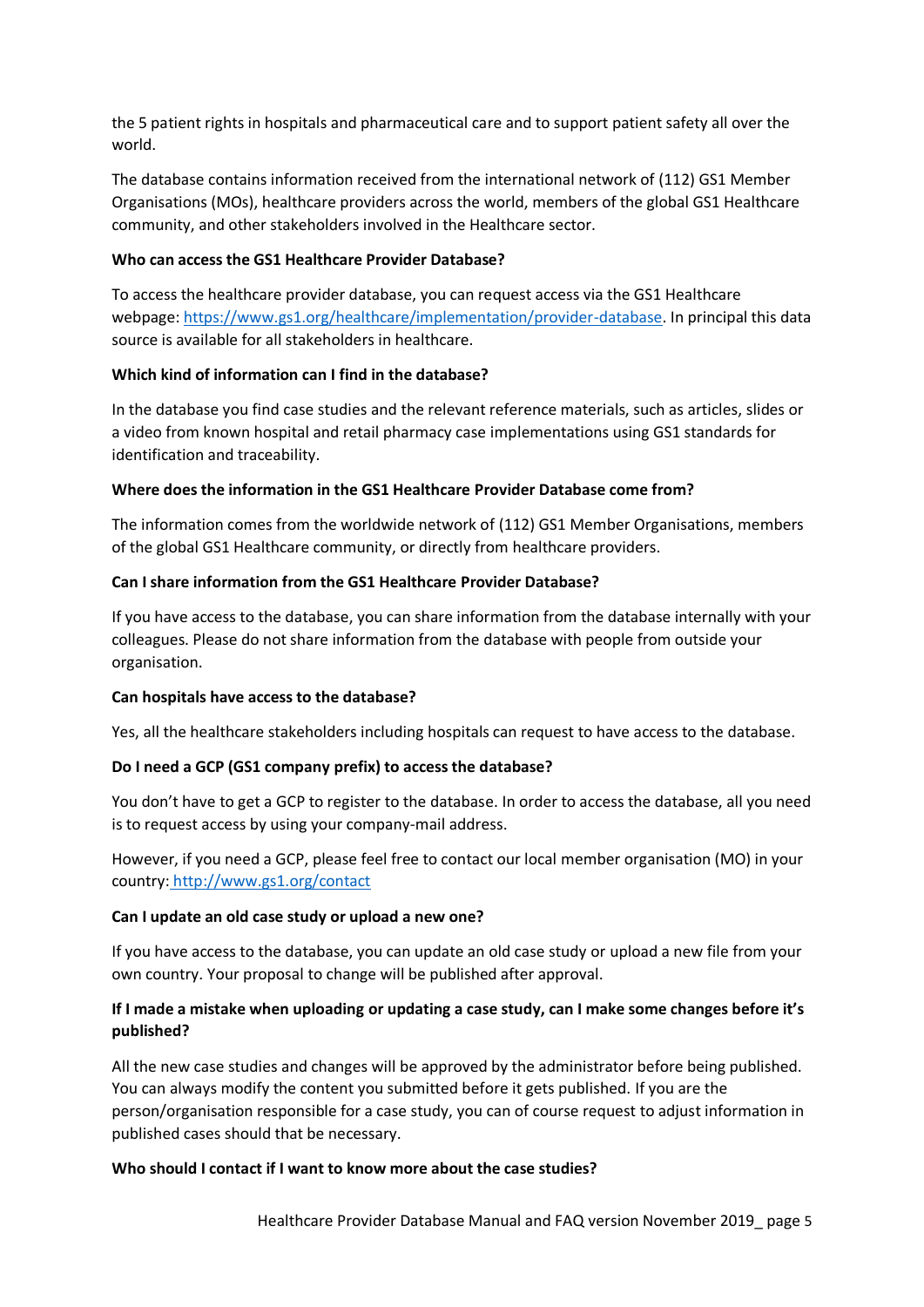the 5 patient rights in hospitals and pharmaceutical care and to support patient safety all over the world.

The database contains information received from the international network of (112) GS1 Member Organisations (MOs), healthcare providers across the world, members of the global GS1 Healthcare community, and other stakeholders involved in the Healthcare sector.

**Who can access the GS1 Healthcare Provider Database?**

To access the healthcare provider database, you can request access via the GS1 Healthcare webpage: [https://www.gs1.org/healthcare/implementation/provider-database](https://www.gs1.org/healthcare/implementation/provider-database). In principal this data source is available for all stakeholders in healthcare.

**Which kind of information can I find in the database?**

In the database you find case studies and the relevant reference materials, such as articles, slides or a video from known hospital and retail pharmacy case implementations using GS1 standards for identification and traceability.

**Where does the information in the GS1 Healthcare Provider Database come from?**

The information comes from the worldwide network of (112) GS1 Member Organisations, members of the global GS1 Healthcare community, or directly from healthcare providers.

**Can I share information from the GS1 Healthcare Provider Database?**

If you have access to the database, you can share information from the database internally with your colleagues. Please do not share information from the database with people from outside your organisation.

**Can hospitals have access to the database?**

Yes, all the healthcare stakeholders including hospitals can request to have access to the database.

**Do I need a GCP (GS1 company prefix) to access the database?**

You don't have to get a GCP to register to the database. In order to access the database, all you need is to request access by using your company-mail address.

However, if you need a GCP, please feel free to contact our local member organisation (MO) in your country: [http://www.gs1.org/contact](http://www.gs1.org/contact)

**Can I update an old case study or upload a new one?**

If you have access to the database, you can update an old case study or upload a new file from your own country. Your proposal to change will be published after approval.

**If I made a mistake when uploading or updating a case study, can I make some changes before it's published?**

All the new case studies and changes will be approved by the administrator before being published. You can always modify the content you submitted before it gets published. If you are the person/organisation responsible for a case study, you can of course request to adjust information in published cases should that be necessary.

**Who should I contact if I want to know more about the case studies?**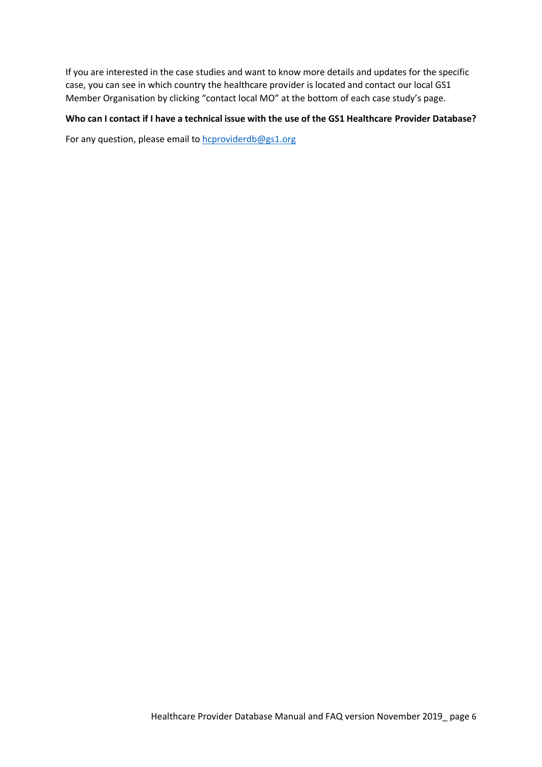If you are interested in the case studies and want to know more details and updates for the specific case, you can see in which country the healthcare provider is located and contact our local GS1 Member Organisation by clicking "contact local MO" at the bottom of each case study's page.

**Who can I contact if I have a technical issue with the use of the GS1 Healthcare Provider Database?**

For any question, please email to hcproviderdb@gs1.org